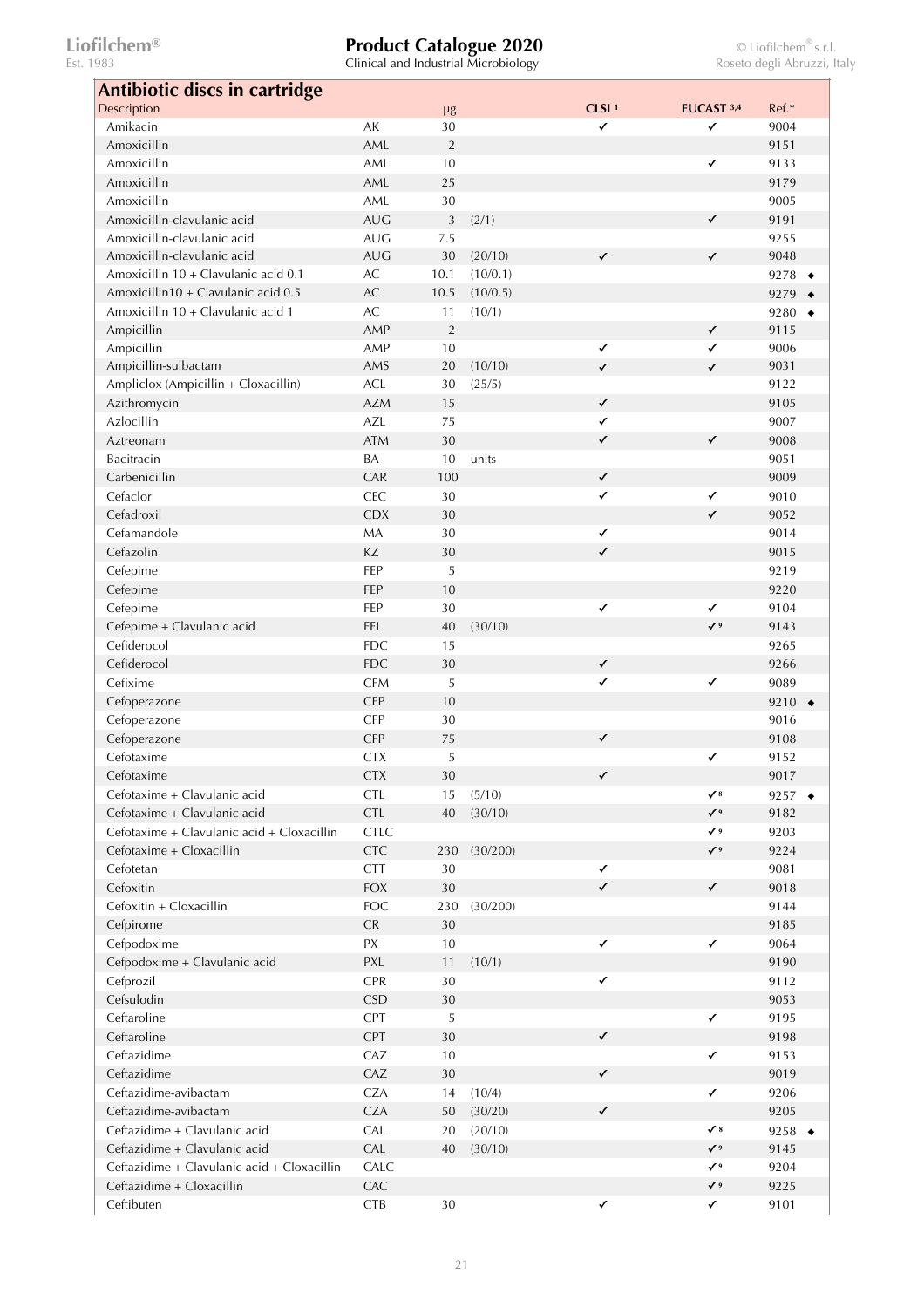## Antibiotic discs in cartridge

| Description | | µg | | CLSI [1] | EUCAST [3,4] | Ref.* |
|---|---|---|---|---|---|---|
| Amikacin | AK | 30 | | ✓ | ✓ | 9004 |
| Amoxicillin | AML | 2 | | | | 9151 |
| Amoxicillin | AML | 10 | | | ✓ | 9133 |
| Amoxicillin | AML | 25 | | | | 9179 |
| Amoxicillin | AML | 30 | | | | 9005 |
| Amoxicillin-clavulanic acid | AUG | 3 | (2/1) | | ✓ | 9191 |
| Amoxicillin-clavulanic acid | AUG | 7.5 | | | | 9255 |
| Amoxicillin-clavulanic acid | AUG | 30 | (20/10) | ✓ | ✓ | 9048 |
| Amoxicillin 10 + Clavulanic acid 0.1 | AC | 10.1 | (10/0.1) | | | 9278 ◆ |
| Amoxicillin10 + Clavulanic acid 0.5 | AC | 10.5 | (10/0.5) | | | 9279 ◆ |
| Amoxicillin 10 + Clavulanic acid 1 | AC | 11 | (10/1) | | | 9280 ◆ |
| Ampicillin | AMP | 2 | | | ✓ | 9115 |
| Ampicillin | AMP | 10 | | ✓ | ✓ | 9006 |
| Ampicillin-sulbactam | AMS | 20 | (10/10) | ✓ | ✓ | 9031 |
| Ampliclox (Ampicillin + Cloxacillin) | ACL | 30 | (25/5) | | | 9122 |
| Azithromycin | AZM | 15 | | ✓ | | 9105 |
| Azlocillin | AZL | 75 | | ✓ | | 9007 |
| Aztreonam | ATM | 30 | | ✓ | ✓ | 9008 |
| Bacitracin | BA | 10 | units | | | 9051 |
| Carbenicillin | CAR | 100 | | ✓ | | 9009 |
| Cefaclor | CEC | 30 | | ✓ | ✓ | 9010 |
| Cefadroxil | CDX | 30 | | | ✓ | 9052 |
| Cefamandole | MA | 30 | | ✓ | | 9014 |
| Cefazolin | KZ | 30 | | ✓ | | 9015 |
| Cefepime | FEP | 5 | | | | 9219 |
| Cefepime | FEP | 10 | | | | 9220 |
| Cefepime | FEP | 30 | | ✓ | ✓ | 9104 |
| Cefepime + Clavulanic acid | FEL | 40 | (30/10) | | ✓ [9] | 9143 |
| Cefiderocol | FDC | 15 | | | | 9265 |
| Cefiderocol | FDC | 30 | | ✓ | | 9266 |
| Cefixime | CFM | 5 | | ✓ | ✓ | 9089 |
| Cefoperazone | CFP | 10 | | | | 9210 ◆ |
| Cefoperazone | CFP | 30 | | | | 9016 |
| Cefoperazone | CFP | 75 | | ✓ | | 9108 |
| Cefotaxime | CTX | 5 | | | ✓ | 9152 |
| Cefotaxime | CTX | 30 | | ✓ | | 9017 |
| Cefotaxime + Clavulanic acid | CTL | 15 | (5/10) | | ✓ [8] | 9257 ◆ |
| Cefotaxime + Clavulanic acid | CTL | 40 | (30/10) | | ✓ [9] | 9182 |
| Cefotaxime + Clavulanic acid + Cloxacillin | CTLC | | | | ✓ [9] | 9203 |
| Cefotaxime + Cloxacillin | CTC | 230 | (30/200) | | ✓ [9] | 9224 |
| Cefotetan | CTT | 30 | | ✓ | | 9081 |
| Cefoxitin | FOX | 30 | | ✓ | ✓ | 9018 |
| Cefoxitin + Cloxacillin | FOC | 230 | (30/200) | | | 9144 |
| Cefpirome | CR | 30 | | | | 9185 |
| Cefpodoxime | PX | 10 | | ✓ | ✓ | 9064 |
| Cefpodoxime + Clavulanic acid | PXL | 11 | (10/1) | | | 9190 |
| Cefprozil | CPR | 30 | | ✓ | | 9112 |
| Cefsulodin | CSD | 30 | | | | 9053 |
| Ceftaroline | CPT | 5 | | | ✓ | 9195 |
| Ceftaroline | CPT | 30 | | ✓ | | 9198 |
| Ceftazidime | CAZ | 10 | | | ✓ | 9153 |
| Ceftazidime | CAZ | 30 | | ✓ | | 9019 |
| Ceftazidime-avibactam | CZA | 14 | (10/4) | | ✓ | 9206 |
| Ceftazidime-avibactam | CZA | 50 | (30/20) | ✓ | | 9205 |
| Ceftazidime + Clavulanic acid | CAL | 20 | (20/10) | | ✓ [8] | 9258 ◆ |
| Ceftazidime + Clavulanic acid | CAL | 40 | (30/10) | | ✓ [9] | 9145 |
| Ceftazidime + Clavulanic acid + Cloxacillin | CALC | | | | ✓ [9] | 9204 |
| Ceftazidime + Cloxacillin | CAC | | | | ✓ [9] | 9225 |
| Ceftibuten | CTB | 30 | | ✓ | ✓ | 9101 |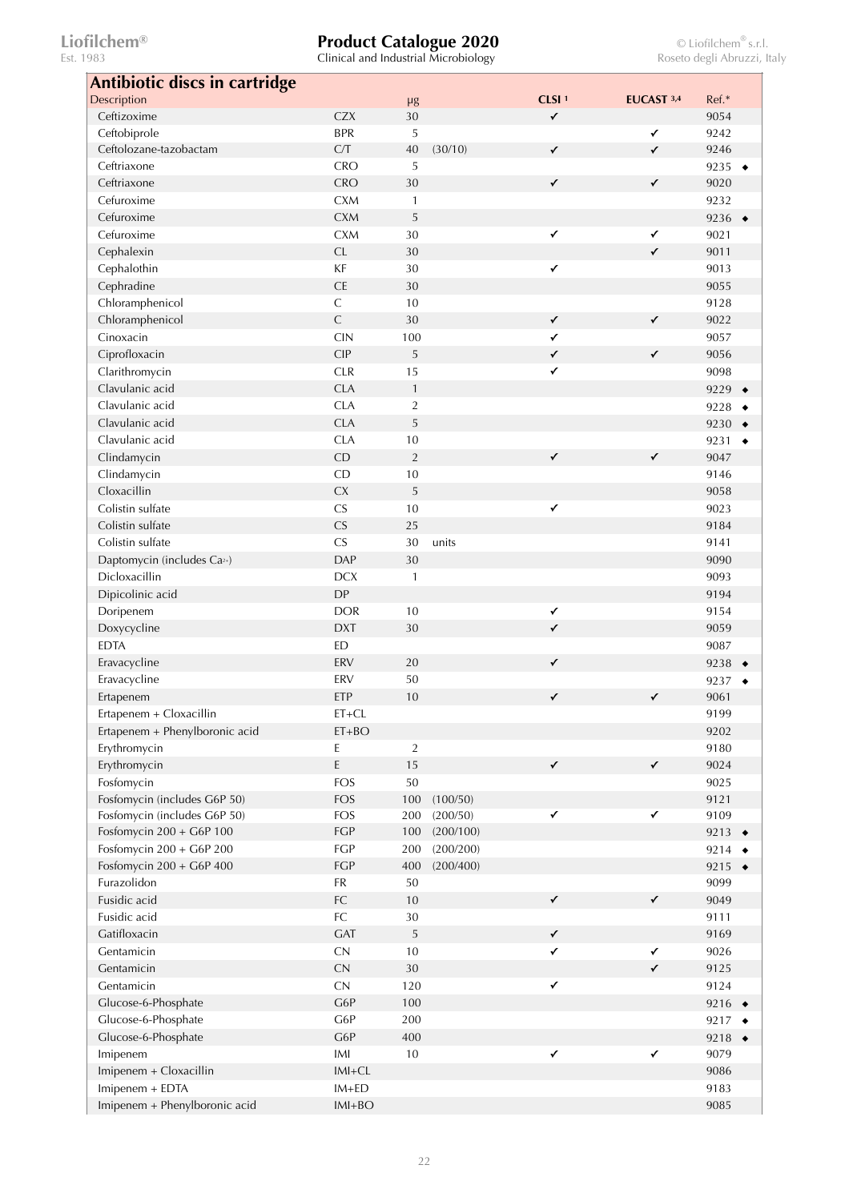## Antibiotic discs in cartridge

| Description | | µg | | CLSI [1] | EUCAST [3,4] | Ref.* |
|---|---|---|---|---|---|---|
| Ceftizoxime | CZX | 30 | | ✓ | | 9054 |
| Ceftobiprole | BPR | 5 | | | ✓ | 9242 |
| Ceftolozane-tazobactam | C/T | 40 | (30/10) | ✓ | ✓ | 9246 |
| Ceftriaxone | CRO | 5 | | | | 9235 ◆ |
| Ceftriaxone | CRO | 30 | | ✓ | ✓ | 9020 |
| Cefuroxime | CXM | 1 | | | | 9232 |
| Cefuroxime | CXM | 5 | | | | 9236 ◆ |
| Cefuroxime | CXM | 30 | | ✓ | ✓ | 9021 |
| Cephalexin | CL | 30 | | | ✓ | 9011 |
| Cephalothin | KF | 30 | | ✓ | | 9013 |
| Cephradine | CE | 30 | | | | 9055 |
| Chloramphenicol | C | 10 | | | | 9128 |
| Chloramphenicol | C | 30 | | ✓ | ✓ | 9022 |
| Cinoxacin | CIN | 100 | | ✓ | | 9057 |
| Ciprofloxacin | CIP | 5 | | ✓ | ✓ | 9056 |
| Clarithromycin | CLR | 15 | | ✓ | | 9098 |
| Clavulanic acid | CLA | 1 | | | | 9229 ◆ |
| Clavulanic acid | CLA | 2 | | | | 9228 ◆ |
| Clavulanic acid | CLA | 5 | | | | 9230 ◆ |
| Clavulanic acid | CLA | 10 | | | | 9231 ◆ |
| Clindamycin | CD | 2 | | ✓ | ✓ | 9047 |
| Clindamycin | CD | 10 | | | | 9146 |
| Cloxacillin | CX | 5 | | | | 9058 |
| Colistin sulfate | CS | 10 | | ✓ | | 9023 |
| Colistin sulfate | CS | 25 | | | | 9184 |
| Colistin sulfate | CS | 30 | units | | | 9141 |
| Daptomycin (includes $Ca^{2+}$) | DAP | 30 | | | | 9090 |
| Dicloxacillin | DCX | 1 | | | | 9093 |
| Dipicolinic acid | DP | | | | | 9194 |
| Doripenem | DOR | 10 | | ✓ | | 9154 |
| Doxycycline | DXT | 30 | | ✓ | | 9059 |
| EDTA | ED | | | | | 9087 |
| Eravacycline | ERV | 20 | | ✓ | | 9238 ◆ |
| Eravacycline | ERV | 50 | | | | 9237 ◆ |
| Ertapenem | ETP | 10 | | ✓ | ✓ | 9061 |
| Ertapenem + Cloxacillin | ET+CL | | | | | 9199 |
| Ertapenem + Phenylboronic acid | ET+BO | | | | | 9202 |
| Erythromycin | E | 2 | | | | 9180 |
| Erythromycin | E | 15 | | ✓ | ✓ | 9024 |
| Fosfomycin | FOS | 50 | | | | 9025 |
| Fosfomycin (includes G6P 50) | FOS | 100 | (100/50) | | | 9121 |
| Fosfomycin (includes G6P 50) | FOS | 200 | (200/50) | ✓ | ✓ | 9109 |
| Fosfomycin 200 + G6P 100 | FGP | 100 | (200/100) | | | 9213 ◆ |
| Fosfomycin 200 + G6P 200 | FGP | 200 | (200/200) | | | 9214 ◆ |
| Fosfomycin 200 + G6P 400 | FGP | 400 | (200/400) | | | 9215 ◆ |
| Furazolidon | FR | 50 | | | | 9099 |
| Fusidic acid | FC | 10 | | ✓ | ✓ | 9049 |
| Fusidic acid | FC | 30 | | | | 9111 |
| Gatifloxacin | GAT | 5 | | ✓ | | 9169 |
| Gentamicin | CN | 10 | | ✓ | ✓ | 9026 |
| Gentamicin | CN | 30 | | | ✓ | 9125 |
| Gentamicin | CN | 120 | | ✓ | | 9124 |
| Glucose-6-Phosphate | G6P | 100 | | | | 9216 ◆ |
| Glucose-6-Phosphate | G6P | 200 | | | | 9217 ◆ |
| Glucose-6-Phosphate | G6P | 400 | | | | 9218 ◆ |
| Imipenem | IMI | 10 | | ✓ | ✓ | 9079 |
| Imipenem + Cloxacillin | IMI+CL | | | | | 9086 |
| Imipenem + EDTA | IM+ED | | | | | 9183 |
| Imipenem + Phenylboronic acid | IMI+BO | | | | | 9085 |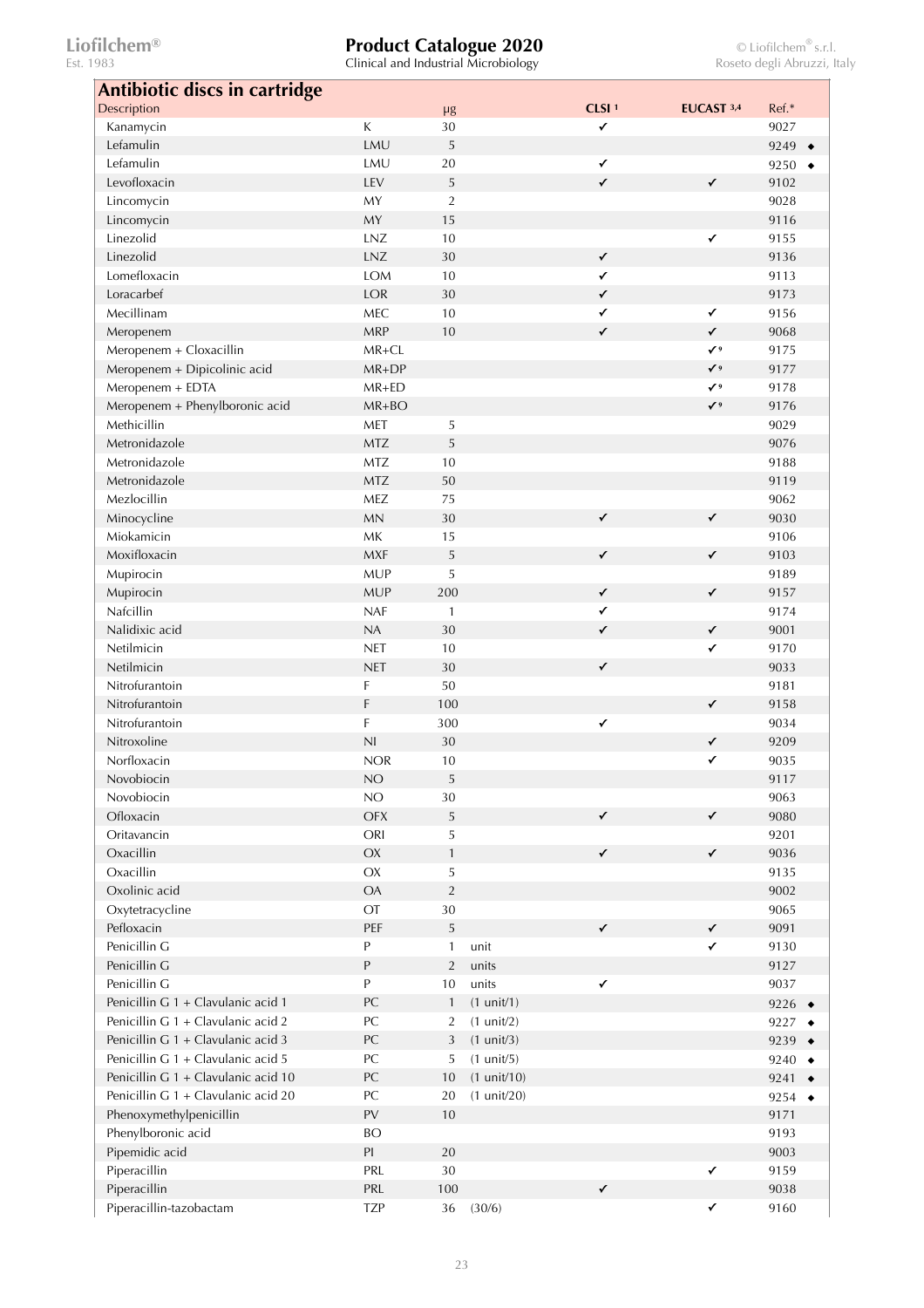## Antibiotic discs in cartridge

| Description | | μg | | CLSI [1] | EUCAST [3,4] | Ref.* |
|---|---|---|---|---|---|---|
| Kanamycin | K | 30 | | ✓ | | 9027 |
| Lefamulin | LMU | 5 | | | | 9249 ◆ |
| Lefamulin | LMU | 20 | | ✓ | | 9250 ◆ |
| Levofloxacin | LEV | 5 | | ✓ | ✓ | 9102 |
| Lincomycin | MY | 2 | | | | 9028 |
| Lincomycin | MY | 15 | | | | 9116 |
| Linezolid | LNZ | 10 | | | ✓ | 9155 |
| Linezolid | LNZ | 30 | | ✓ | | 9136 |
| Lomefloxacin | LOM | 10 | | ✓ | | 9113 |
| Loracarbef | LOR | 30 | | ✓ | | 9173 |
| Mecillinam | MEC | 10 | | ✓ | ✓ | 9156 |
| Meropenem | MRP | 10 | | ✓ | ✓ | 9068 |
| Meropenem + Cloxacillin | MR+CL | | | | ✓[9] | 9175 |
| Meropenem + Dipicolinic acid | MR+DP | | | | ✓[9] | 9177 |
| Meropenem + EDTA | MR+ED | | | | ✓[9] | 9178 |
| Meropenem + Phenylboronic acid | MR+BO | | | | ✓[9] | 9176 |
| Methicillin | MET | 5 | | | | 9029 |
| Metronidazole | MTZ | 5 | | | | 9076 |
| Metronidazole | MTZ | 10 | | | | 9188 |
| Metronidazole | MTZ | 50 | | | | 9119 |
| Mezlocillin | MEZ | 75 | | | | 9062 |
| Minocycline | MN | 30 | | ✓ | ✓ | 9030 |
| Miokamicin | MK | 15 | | | | 9106 |
| Moxifloxacin | MXF | 5 | | ✓ | ✓ | 9103 |
| Mupirocin | MUP | 5 | | | | 9189 |
| Mupirocin | MUP | 200 | | ✓ | ✓ | 9157 |
| Nafcillin | NAF | 1 | | ✓ | | 9174 |
| Nalidixic acid | NA | 30 | | ✓ | ✓ | 9001 |
| Netilmicin | NET | 10 | | | ✓ | 9170 |
| Netilmicin | NET | 30 | | ✓ | | 9033 |
| Nitrofurantoin | F | 50 | | | | 9181 |
| Nitrofurantoin | F | 100 | | | ✓ | 9158 |
| Nitrofurantoin | F | 300 | | ✓ | | 9034 |
| Nitroxoline | NI | 30 | | | ✓ | 9209 |
| Norfloxacin | NOR | 10 | | | ✓ | 9035 |
| Novobiocin | NO | 5 | | | | 9117 |
| Novobiocin | NO | 30 | | | | 9063 |
| Ofloxacin | OFX | 5 | | ✓ | ✓ | 9080 |
| Oritavancin | ORI | 5 | | | | 9201 |
| Oxacillin | OX | 1 | | ✓ | ✓ | 9036 |
| Oxacillin | OX | 5 | | | | 9135 |
| Oxolinic acid | OA | 2 | | | | 9002 |
| Oxytetracycline | OT | 30 | | | | 9065 |
| Pefloxacin | PEF | 5 | | ✓ | ✓ | 9091 |
| Penicillin G | P | 1 | unit | | ✓ | 9130 |
| Penicillin G | P | 2 | units | | | 9127 |
| Penicillin G | P | 10 | units | ✓ | | 9037 |
| Penicillin G 1 + Clavulanic acid 1 | PC | 1 | (1 unit/1) | | | 9226 ◆ |
| Penicillin G 1 + Clavulanic acid 2 | PC | 2 | (1 unit/2) | | | 9227 ◆ |
| Penicillin G 1 + Clavulanic acid 3 | PC | 3 | (1 unit/3) | | | 9239 ◆ |
| Penicillin G 1 + Clavulanic acid 5 | PC | 5 | (1 unit/5) | | | 9240 ◆ |
| Penicillin G 1 + Clavulanic acid 10 | PC | 10 | (1 unit/10) | | | 9241 ◆ |
| Penicillin G 1 + Clavulanic acid 20 | PC | 20 | (1 unit/20) | | | 9254 ◆ |
| Phenoxymethylpenicillin | PV | 10 | | | | 9171 |
| Phenylboronic acid | BO | | | | | 9193 |
| Pipemidic acid | PI | 20 | | | | 9003 |
| Piperacillin | PRL | 30 | | | ✓ | 9159 |
| Piperacillin | PRL | 100 | | ✓ | | 9038 |
| Piperacillin-tazobactam | TZP | 36 | (30/6) | | ✓ | 9160 |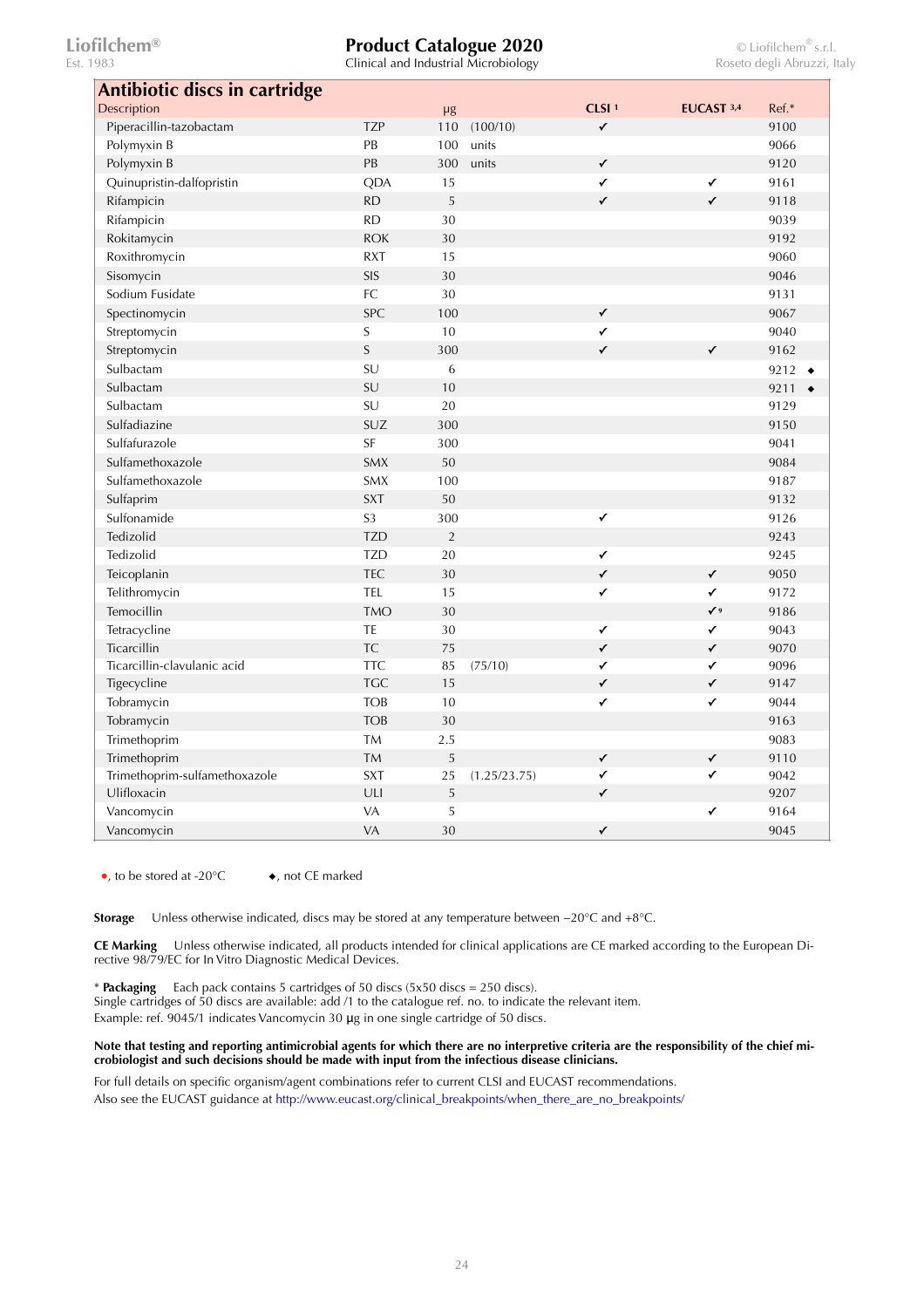## Antibiotic discs in cartridge

| Description | | μg | | CLSI [1] | EUCAST [3,4] | Ref.* |
|---|---|---|---|---|---|---|
| Piperacillin-tazobactam | TZP | 110 | (100/10) | ✓ | | 9100 |
| Polymyxin B | PB | 100 | units | | | 9066 |
| Polymyxin B | PB | 300 | units | ✓ | | 9120 |
| Quinupristin-dalfopristin | QDA | 15 | | ✓ | ✓ | 9161 |
| Rifampicin | RD | 5 | | ✓ | ✓ | 9118 |
| Rifampicin | RD | 30 | | | | 9039 |
| Rokitamycin | ROK | 30 | | | | 9192 |
| Roxithromycin | RXT | 15 | | | | 9060 |
| Sisomycin | SIS | 30 | | | | 9046 |
| Sodium Fusidate | FC | 30 | | | | 9131 |
| Spectinomycin | SPC | 100 | | ✓ | | 9067 |
| Streptomycin | S | 10 | | ✓ | | 9040 |
| Streptomycin | S | 300 | | ✓ | ✓ | 9162 |
| Sulbactam | SU | 6 | | | | 9212 ◆ |
| Sulbactam | SU | 10 | | | | 9211 ◆ |
| Sulbactam | SU | 20 | | | | 9129 |
| Sulfadiazine | SUZ | 300 | | | | 9150 |
| Sulfafurazole | SF | 300 | | | | 9041 |
| Sulfamethoxazole | SMX | 50 | | | | 9084 |
| Sulfamethoxazole | SMX | 100 | | | | 9187 |
| Sulfaprim | SXT | 50 | | | | 9132 |
| Sulfonamide | S3 | 300 | | ✓ | | 9126 |
| Tedizolid | TZD | 2 | | | | 9243 |
| Tedizolid | TZD | 20 | | ✓ | | 9245 |
| Teicoplanin | TEC | 30 | | ✓ | ✓ | 9050 |
| Telithromycin | TEL | 15 | | ✓ | ✓ | 9172 |
| Temocillin | TMO | 30 | | | ✓ [9] | 9186 |
| Tetracycline | TE | 30 | | ✓ | ✓ | 9043 |
| Ticarcillin | TC | 75 | | ✓ | ✓ | 9070 |
| Ticarcillin-clavulanic acid | TTC | 85 | (75/10) | ✓ | ✓ | 9096 |
| Tigecycline | TGC | 15 | | ✓ | ✓ | 9147 |
| Tobramycin | TOB | 10 | | ✓ | ✓ | 9044 |
| Tobramycin | TOB | 30 | | | | 9163 |
| Trimethoprim | TM | 2.5 | | | | 9083 |
| Trimethoprim | TM | 5 | | ✓ | ✓ | 9110 |
| Trimethoprim-sulfamethoxazole | SXT | 25 | (1.25/23.75) | ✓ | ✓ | 9042 |
| Ulifloxacin | ULI | 5 | | ✓ | | 9207 |
| Vancomycin | VA | 5 | | | ✓ | 9164 |
| Vancomycin | VA | 30 | | ✓ | | 9045 |

●, to be stored at -20°C ◆, not CE marked

**Storage** Unless otherwise indicated, discs may be stored at any temperature between −20°C and +8°C.

**CE Marking** Unless otherwise indicated, all products intended for clinical applications are CE marked according to the European Directive 98/79/EC for In Vitro Diagnostic Medical Devices.

\* **Packaging** Each pack contains 5 cartridges of 50 discs (5x50 discs = 250 discs).
Single cartridges of 50 discs are available: add /1 to the catalogue ref. no. to indicate the relevant item.
Example: ref. 9045/1 indicates Vancomycin 30 μg in one single cartridge of 50 discs.

**Note that testing and reporting antimicrobial agents for which there are no interpretive criteria are the responsibility of the chief microbiologist and such decisions should be made with input from the infectious disease clinicians.**

For full details on specific organism/agent combinations refer to current CLSI and EUCAST recommendations.
Also see the EUCAST guidance at http://www.eucast.org/clinical_breakpoints/when_there_are_no_breakpoints/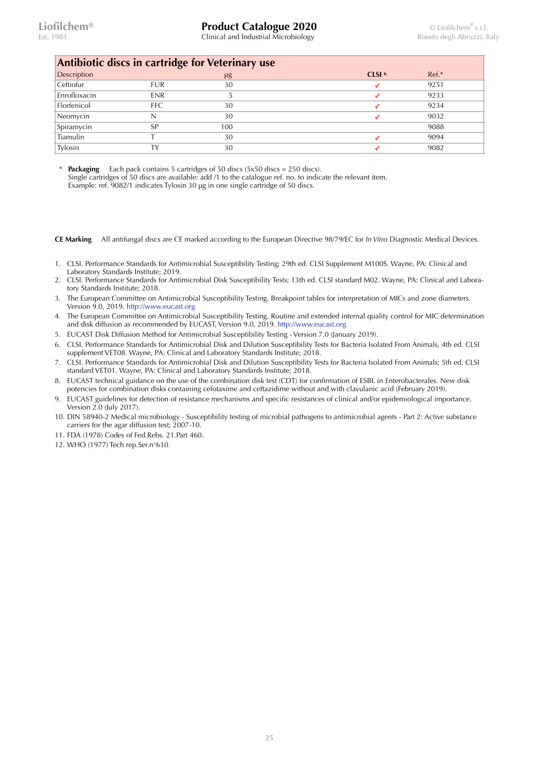## Antibiotic discs in cartridge for Veterinary use

| Description | | µg | CLSI [6] | Ref.* |
|---|---|---|---|---|
| Ceftiofur | FUR | 30 | ✓ | 9251 |
| Enrofloxacin | ENR | 5 | ✓ | 9233 |
| Florfenicol | FFC | 30 | ✓ | 9234 |
| Neomycin | N | 30 | ✓ | 9032 |
| Spiramycin | SP | 100 | | 9088 |
| Tiamulin | T | 30 | ✓ | 9094 |
| Tylosin | TY | 30 | ✓ | 9082 |

\* **Packaging** Each pack contains 5 cartridges of 50 discs (5x50 discs = 250 discs).
Single cartridges of 50 discs are available: add /1 to the catalogue ref. no. to indicate the relevant item.
Example: ref. 9082/1 indicates Tylosin 30 µg in one single cartridge of 50 discs.

**CE Marking** All antifungal discs are CE marked according to the European Directive 98/79/EC for *In Vitro* Diagnostic Medical Devices.

1. CLSI. Performance Standards for Antimicrobial Susceptibility Testing; 29th ed. CLSI Supplement M100S. Wayne, PA: Clinical and Laboratory Standards Institute; 2019.
2. CLSI. Performance Standards for Antimicrobial Disk Susceptibility Tests; 13th ed. CLSI standard M02. Wayne, PA: Clinical and Laboratory Standards Institute; 2018.
3. The European Committee on Antimicrobial Susceptibility Testing. Breakpoint tables for interpretation of MICs and zone diameters. Version 9.0, 2019. http://www.eucast.org
4. The European Committee on Antimicrobial Susceptibility Testing. Routine and extended internal quality control for MIC determination and disk diffusion as recommended by EUCAST, Version 9.0, 2019. http://www.eucast.org
5. EUCAST Disk Diffusion Method for Antimicrobial Susceptibility Testing - Version 7.0 (January 2019).
6. CLSI. Performance Standards for Antimicrobial Disk and Dilution Susceptibility Tests for Bacteria Isolated From Animals, 4th ed. CLSI supplement VET08. Wayne, PA: Clinical and Laboratory Standards Institute; 2018.
7. CLSI. Performance Standards for Antimicrobial Disk and Dilution Susceptibility Tests for Bacteria Isolated From Animals; 5th ed. CLSI standard VET01. Wayne, PA: Clinical and Laboratory Standards Institute; 2018.
8. EUCAST technical guidance on the use of the combination disk test (CDT) for confirmation of ESBL in Enterobacterales. New disk potencies for combination disks containing cefotaxime and ceftazidime without and with clavulanic acid (February 2019).
9. EUCAST guidelines for detection of resistance mechanisms and specific resistances of clinical and/or epidemiological importance. Version 2.0 (July 2017).
10. DIN 58940-2 Medical microbiology - Susceptibility testing of microbial pathogens to antimicrobial agents - Part 2: Active substance carriers for the agar diffusion test; 2007-10.
11. FDA (1978) Codes of Fed.Rebs. 21.Part 460.
12. WHO (1977) Tech rep.Ser.n°610.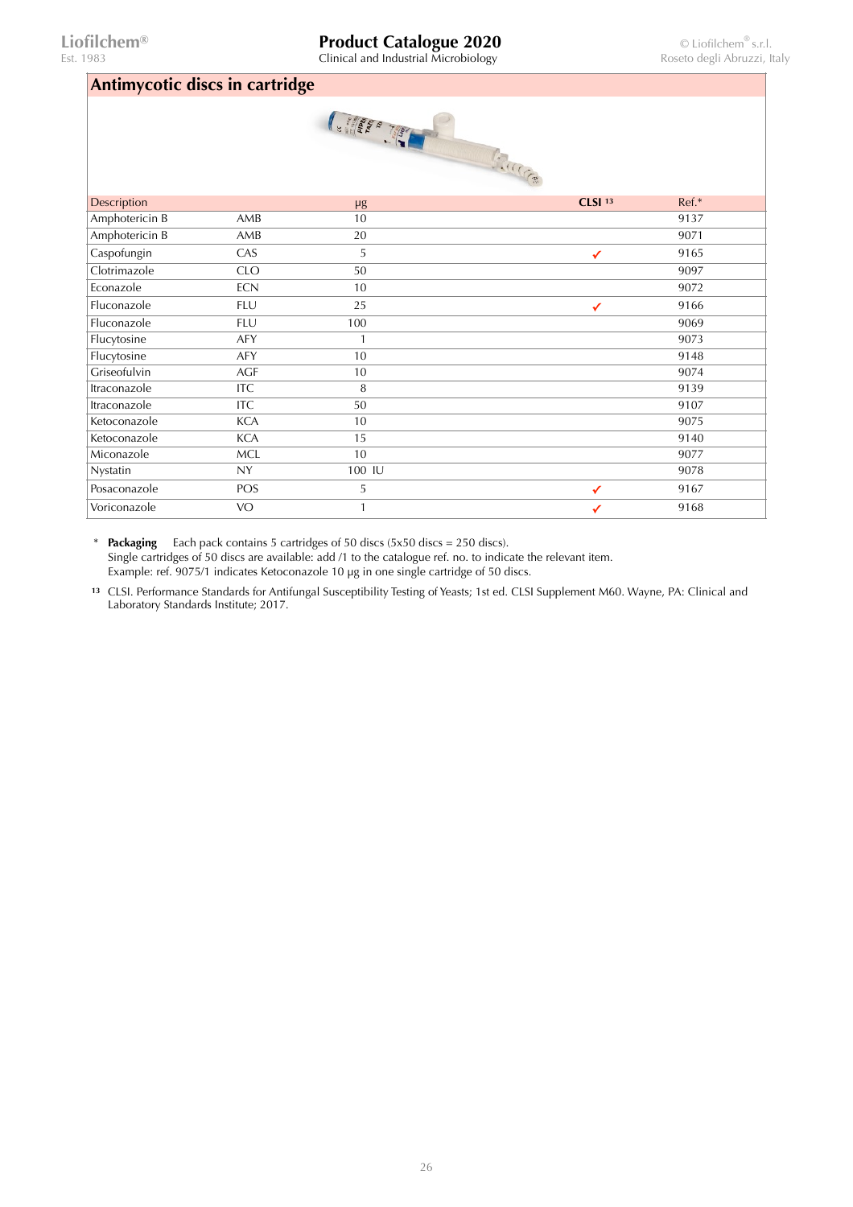## Antimycotic discs in cartridge

| Description | | µg | CLSI [13] | Ref.* |
|---|---|---|---|---|
| Amphotericin B | AMB | 10 | | 9137 |
| Amphotericin B | AMB | 20 | | 9071 |
| Caspofungin | CAS | 5 | ✓ | 9165 |
| Clotrimazole | CLO | 50 | | 9097 |
| Econazole | ECN | 10 | | 9072 |
| Fluconazole | FLU | 25 | ✓ | 9166 |
| Fluconazole | FLU | 100 | | 9069 |
| Flucytosine | AFY | 1 | | 9073 |
| Flucytosine | AFY | 10 | | 9148 |
| Griseofulvin | AGF | 10 | | 9074 |
| Itraconazole | ITC | 8 | | 9139 |
| Itraconazole | ITC | 50 | | 9107 |
| Ketoconazole | KCA | 10 | | 9075 |
| Ketoconazole | KCA | 15 | | 9140 |
| Miconazole | MCL | 10 | | 9077 |
| Nystatin | NY | 100 IU | | 9078 |
| Posaconazole | POS | 5 | ✓ | 9167 |
| Voriconazole | VO | 1 | ✓ | 9168 |

\* **Packaging** Each pack contains 5 cartridges of 50 discs (5x50 discs = 250 discs).
Single cartridges of 50 discs are available: add /1 to the catalogue ref. no. to indicate the relevant item.
Example: ref. 9075/1 indicates Ketoconazole 10 µg in one single cartridge of 50 discs.

[13] CLSI. Performance Standards for Antifungal Susceptibility Testing of Yeasts; 1st ed. CLSI Supplement M60. Wayne, PA: Clinical and Laboratory Standards Institute; 2017.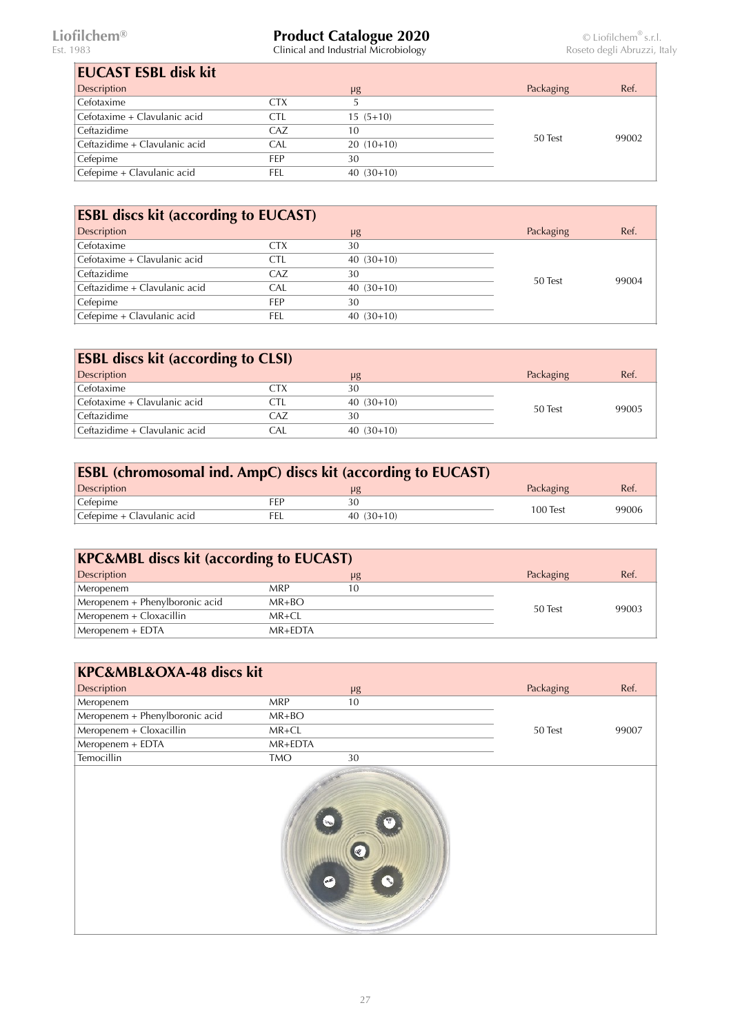## EUCAST ESBL disk kit

| Description | | μg | Packaging | Ref. |
|---|---|---|---|---|
| Cefotaxime | CTX | 5 | 50 Test | 99002 |
| Cefotaxime + Clavulanic acid | CTL | 15 (5+10) | | |
| Ceftazidime | CAZ | 10 | | |
| Ceftazidime + Clavulanic acid | CAL | 20 (10+10) | | |
| Cefepime | FEP | 30 | | |
| Cefepime + Clavulanic acid | FEL | 40 (30+10) | | |

## ESBL discs kit (according to EUCAST)

| Description | | μg | Packaging | Ref. |
|---|---|---|---|---|
| Cefotaxime | CTX | 30 | 50 Test | 99004 |
| Cefotaxime + Clavulanic acid | CTL | 40 (30+10) | | |
| Ceftazidime | CAZ | 30 | | |
| Ceftazidime + Clavulanic acid | CAL | 40 (30+10) | | |
| Cefepime | FEP | 30 | | |
| Cefepime + Clavulanic acid | FEL | 40 (30+10) | | |

## ESBL discs kit (according to CLSI)

| Description | | μg | Packaging | Ref. |
|---|---|---|---|---|
| Cefotaxime | CTX | 30 | 50 Test | 99005 |
| Cefotaxime + Clavulanic acid | CTL | 40 (30+10) | | |
| Ceftazidime | CAZ | 30 | | |
| Ceftazidime + Clavulanic acid | CAL | 40 (30+10) | | |

## ESBL (chromosomal ind. AmpC) discs kit (according to EUCAST)

| Description | | μg | Packaging | Ref. |
|---|---|---|---|---|
| Cefepime | FEP | 30 | 100 Test | 99006 |
| Cefepime + Clavulanic acid | FEL | 40 (30+10) | | |

## KPC&MBL discs kit (according to EUCAST)

| Description | | μg | Packaging | Ref. |
|---|---|---|---|---|
| Meropenem | MRP | 10 | 50 Test | 99003 |
| Meropenem + Phenylboronic acid | MR+BO | | | |
| Meropenem + Cloxacillin | MR+CL | | | |
| Meropenem + EDTA | MR+EDTA | | | |

## KPC&MBL&OXA-48 discs kit

| Description | | μg | Packaging | Ref. |
|---|---|---|---|---|
| Meropenem | MRP | 10 | 50 Test | 99007 |
| Meropenem + Phenylboronic acid | MR+BO | | | |
| Meropenem + Cloxacillin | MR+CL | | | |
| Meropenem + EDTA | MR+EDTA | | | |
| Temocillin | TMO | 30 | | |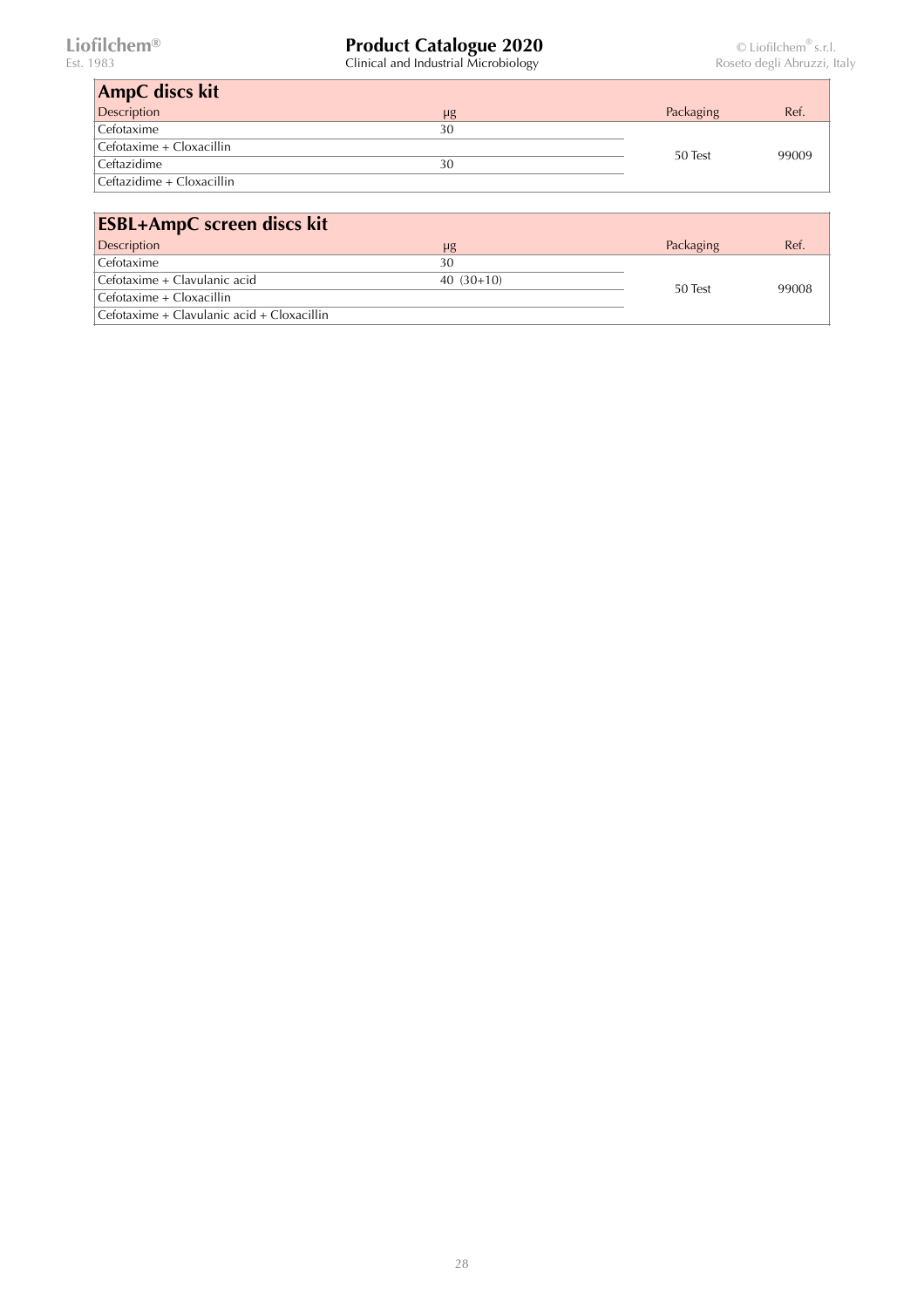## AmpC discs kit

| Description | µg | Packaging | Ref. |
| --- | --- | --- | --- |
| Cefotaxime | 30 | 50 Test | 99009 |
| Cefotaxime + Cloxacillin | | | |
| Ceftazidime | 30 | | |
| Ceftazidime + Cloxacillin | | | |

## ESBL+AmpC screen discs kit

| Description | µg | Packaging | Ref. |
| --- | --- | --- | --- |
| Cefotaxime | 30 | 50 Test | 99008 |
| Cefotaxime + Clavulanic acid | 40 (30+10) | | |
| Cefotaxime + Cloxacillin | | | |
| Cefotaxime + Clavulanic acid + Cloxacillin | | | |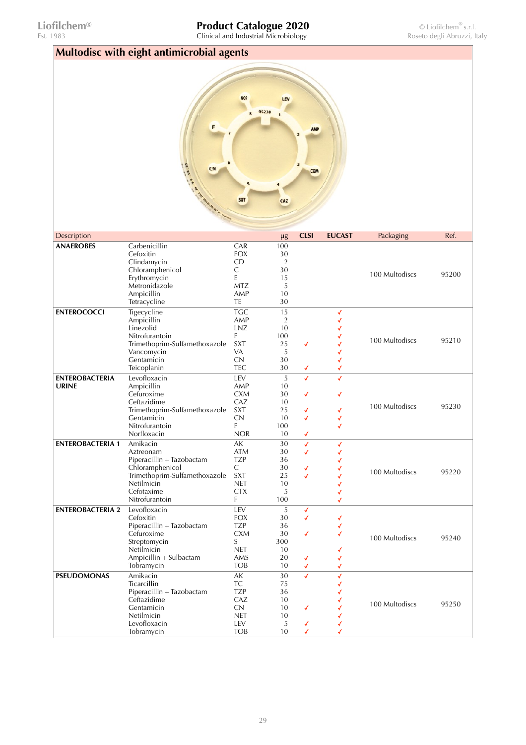## Multodisc with eight antimicrobial agents

| Description | | | µg | CLSI | EUCAST | Packaging | Ref. |
|---|---|---|---|---|---|---|---|
| **ANAEROBES** | Carbenicillin | CAR | 100 | | | 100 Multodiscs | 95200 |
| | Cefoxitin | FOX | 30 | | | | |
| | Clindamycin | CD | 2 | | | | |
| | Chloramphenicol | C | 30 | | | | |
| | Erythromycin | E | 15 | | | | |
| | Metronidazole | MTZ | 5 | | | | |
| | Ampicillin | AMP | 10 | | | | |
| | Tetracycline | TE | 30 | | | | |
| **ENTEROCOCCI** | Tigecycline | TGC | 15 | | ✓ | 100 Multodiscs | 95210 |
| | Ampicillin | AMP | 2 | | ✓ | | |
| | Linezolid | LNZ | 10 | | ✓ | | |
| | Nitrofurantoin | F | 100 | | ✓ | | |
| | Trimethoprim-Sulfamethoxazole | SXT | 25 | ✓ | ✓ | | |
| | Vancomycin | VA | 5 | | ✓ | | |
| | Gentamicin | CN | 30 | | ✓ | | |
| | Teicoplanin | TEC | 30 | ✓ | ✓ | | |
| **ENTEROBACTERIA URINE** | Levofloxacin | LEV | 5 | ✓ | ✓ | 100 Multodiscs | 95230 |
| | Ampicillin | AMP | 10 | | | | |
| | Cefuroxime | CXM | 30 | ✓ | ✓ | | |
| | Ceftazidime | CAZ | 10 | | | | |
| | Trimethoprim-Sulfamethoxazole | SXT | 25 | ✓ | ✓ | | |
| | Gentamicin | CN | 10 | ✓ | ✓ | | |
| | Nitrofurantoin | F | 100 | | ✓ | | |
| | Norfloxacin | NOR | 10 | ✓ | | | |
| **ENTEROBACTERIA 1** | Amikacin | AK | 30 | ✓ | ✓ | 100 Multodiscs | 95220 |
| | Aztreonam | ATM | 30 | ✓ | ✓ | | |
| | Piperacillin + Tazobactam | TZP | 36 | | ✓ | | |
| | Chloramphenicol | C | 30 | ✓ | ✓ | | |
| | Trimethoprim-Sulfamethoxazole | SXT | 25 | ✓ | ✓ | | |
| | Netilmicin | NET | 10 | | ✓ | | |
| | Cefotaxime | CTX | 5 | | ✓ | | |
| | Nitrofurantoin | F | 100 | | ✓ | | |
| **ENTEROBACTERIA 2** | Levofloxacin | LEV | 5 | ✓ | | 100 Multodiscs | 95240 |
| | Cefoxitin | FOX | 30 | ✓ | ✓ | | |
| | Piperacillin + Tazobactam | TZP | 36 | | ✓ | | |
| | Cefuroxime | CXM | 30 | ✓ | ✓ | | |
| | Streptomycin | S | 300 | | | | |
| | Netilmicin | NET | 10 | | ✓ | | |
| | Ampicillin + Sulbactam | AMS | 20 | ✓ | ✓ | | |
| | Tobramycin | TOB | 10 | ✓ | ✓ | | |
| **PSEUDOMONAS** | Amikacin | AK | 30 | ✓ | ✓ | 100 Multodiscs | 95250 |
| | Ticarcillin | TC | 75 | | ✓ | | |
| | Piperacillin + Tazobactam | TZP | 36 | | ✓ | | |
| | Ceftazidime | CAZ | 10 | | ✓ | | |
| | Gentamicin | CN | 10 | ✓ | ✓ | | |
| | Netilmicin | NET | 10 | | ✓ | | |
| | Levofloxacin | LEV | 5 | ✓ | ✓ | | |
| | Tobramycin | TOB | 10 | ✓ | ✓ | | |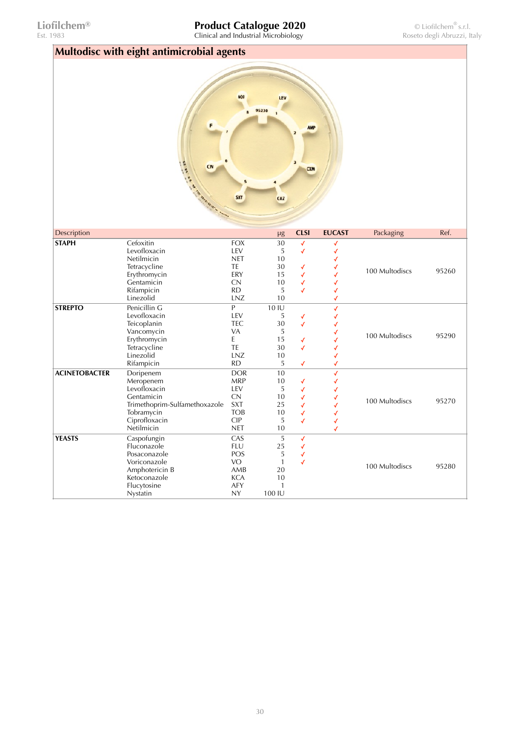## Multodisc with eight antimicrobial agents

| Description | | | μg | CLSI | EUCAST | Packaging | Ref. |
|---|---|---|---|---|---|---|---|
| **STAPH** | Cefoxitin | FOX | 30 | ✓ | ✓ | 100 Multodiscs | 95260 |
| | Levofloxacin | LEV | 5 | ✓ | ✓ | | |
| | Netilmicin | NET | 10 | | ✓ | | |
| | Tetracycline | TE | 30 | ✓ | ✓ | | |
| | Erythromycin | ERY | 15 | ✓ | ✓ | | |
| | Gentamicin | CN | 10 | ✓ | ✓ | | |
| | Rifampicin | RD | 5 | ✓ | ✓ | | |
| | Linezolid | LNZ | 10 | | ✓ | | |
| **STREPTO** | Penicillin G | P | 10 IU | | ✓ | 100 Multodiscs | 95290 |
| | Levofloxacin | LEV | 5 | ✓ | ✓ | | |
| | Teicoplanin | TEC | 30 | ✓ | ✓ | | |
| | Vancomycin | VA | 5 | | ✓ | | |
| | Erythromycin | E | 15 | ✓ | ✓ | | |
| | Tetracycline | TE | 30 | ✓ | ✓ | | |
| | Linezolid | LNZ | 10 | | ✓ | | |
| | Rifampicin | RD | 5 | ✓ | ✓ | | |
| **ACINETOBACTER** | Doripenem | DOR | 10 | | ✓ | 100 Multodiscs | 95270 |
| | Meropenem | MRP | 10 | ✓ | ✓ | | |
| | Levofloxacin | LEV | 5 | ✓ | ✓ | | |
| | Gentamicin | CN | 10 | ✓ | ✓ | | |
| | Trimethoprim-Sulfamethoxazole | SXT | 25 | ✓ | ✓ | | |
| | Tobramycin | TOB | 10 | ✓ | ✓ | | |
| | Ciprofloxacin | CIP | 5 | ✓ | ✓ | | |
| | Netilmicin | NET | 10 | | ✓ | | |
| **YEASTS** | Caspofungin | CAS | 5 | ✓ | | 100 Multodiscs | 95280 |
| | Fluconazole | FLU | 25 | ✓ | | | |
| | Posaconazole | POS | 5 | ✓ | | | |
| | Voriconazole | VO | 1 | ✓ | | | |
| | Amphotericin B | AMB | 20 | | | | |
| | Ketoconazole | KCA | 10 | | | | |
| | Flucytosine | AFY | 1 | | | | |
| | Nystatin | NY | 100 IU | | | | |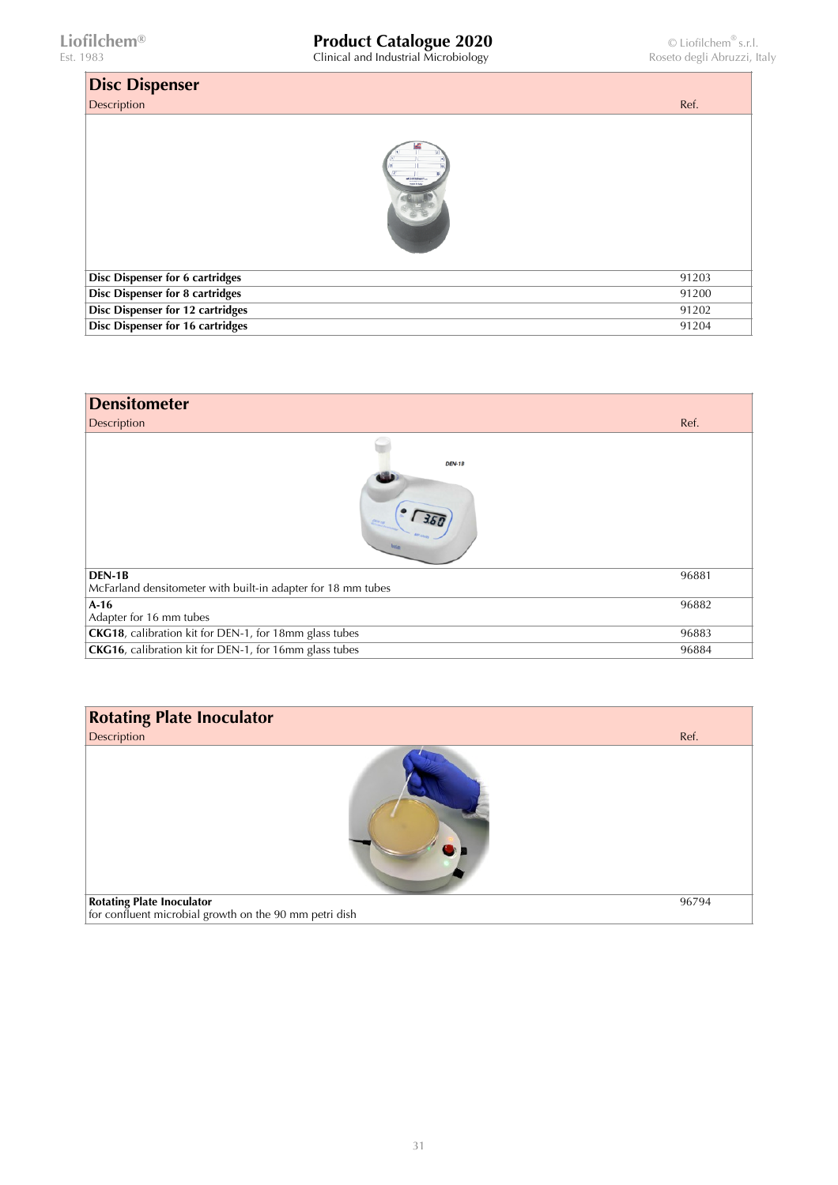## Disc Dispenser

| Description | Ref. |
| --- | --- |
| **Disc Dispenser for 6 cartridges** | 91203 |
| **Disc Dispenser for 8 cartridges** | 91200 |
| **Disc Dispenser for 12 cartridges** | 91202 |
| **Disc Dispenser for 16 cartridges** | 91204 |

## Densitometer

| Description | Ref. |
| --- | --- |
| **DEN-1B**<br>McFarland densitometer with built-in adapter for 18 mm tubes | 96881 |
| **A-16**<br>Adapter for 16 mm tubes | 96882 |
| **CKG18**, calibration kit for DEN-1, for 18mm glass tubes | 96883 |
| **CKG16**, calibration kit for DEN-1, for 16mm glass tubes | 96884 |

## Rotating Plate Inoculator

| Description | Ref. |
| --- | --- |
| **Rotating Plate Inoculator**<br>for confluent microbial growth on the 90 mm petri dish | 96794 |